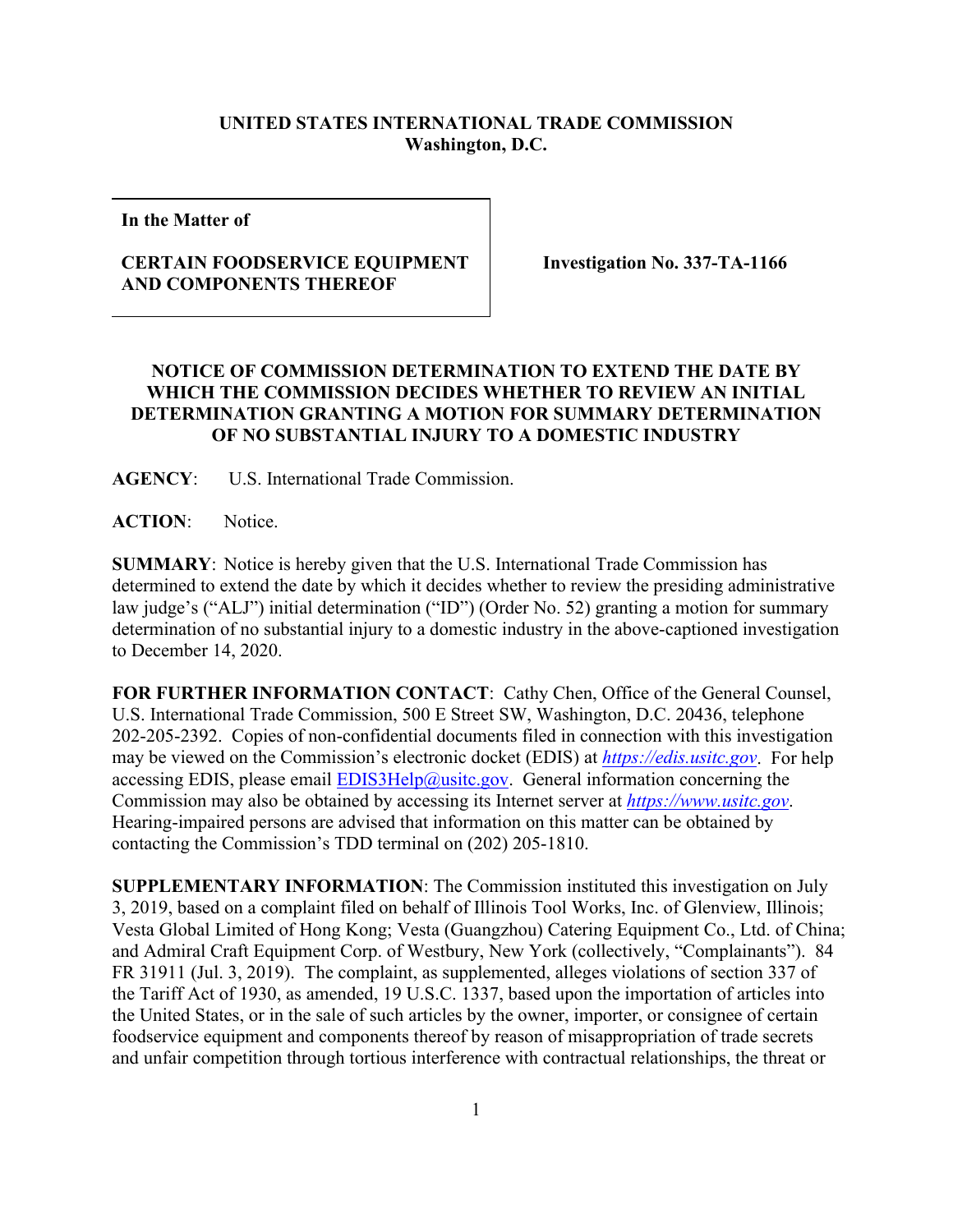**UNITED STATES INTERNATIONAL TRADE COMMISSION**
**Washington, D.C.**

| **In the Matter of**<br><br>**CERTAIN FOODSERVICE EQUIPMENT AND COMPONENTS THEREOF** | **Investigation No. 337-TA-1166** |
|---|---|

## NOTICE OF COMMISSION DETERMINATION TO EXTEND THE DATE BY WHICH THE COMMISSION DECIDES WHETHER TO REVIEW AN INITIAL DETERMINATION GRANTING A MOTION FOR SUMMARY DETERMINATION OF NO SUBSTANTIAL INJURY TO A DOMESTIC INDUSTRY

**AGENCY**: U.S. International Trade Commission.

**ACTION**: Notice.

**SUMMARY**: Notice is hereby given that the U.S. International Trade Commission has determined to extend the date by which it decides whether to review the presiding administrative law judge's ("ALJ") initial determination ("ID") (Order No. 52) granting a motion for summary determination of no substantial injury to a domestic industry in the above-captioned investigation to December 14, 2020.

**FOR FURTHER INFORMATION CONTACT**: Cathy Chen, Office of the General Counsel, U.S. International Trade Commission, 500 E Street SW, Washington, D.C. 20436, telephone 202-205-2392. Copies of non-confidential documents filed in connection with this investigation may be viewed on the Commission's electronic docket (EDIS) at *https://edis.usitc.gov*. For help accessing EDIS, please email EDIS3Help@usitc.gov. General information concerning the Commission may also be obtained by accessing its Internet server at *https://www.usitc.gov*. Hearing-impaired persons are advised that information on this matter can be obtained by contacting the Commission's TDD terminal on (202) 205-1810.

**SUPPLEMENTARY INFORMATION**: The Commission instituted this investigation on July 3, 2019, based on a complaint filed on behalf of Illinois Tool Works, Inc. of Glenview, Illinois; Vesta Global Limited of Hong Kong; Vesta (Guangzhou) Catering Equipment Co., Ltd. of China; and Admiral Craft Equipment Corp. of Westbury, New York (collectively, "Complainants"). 84 FR 31911 (Jul. 3, 2019). The complaint, as supplemented, alleges violations of section 337 of the Tariff Act of 1930, as amended, 19 U.S.C. 1337, based upon the importation of articles into the United States, or in the sale of such articles by the owner, importer, or consignee of certain foodservice equipment and components thereof by reason of misappropriation of trade secrets and unfair competition through tortious interference with contractual relationships, the threat or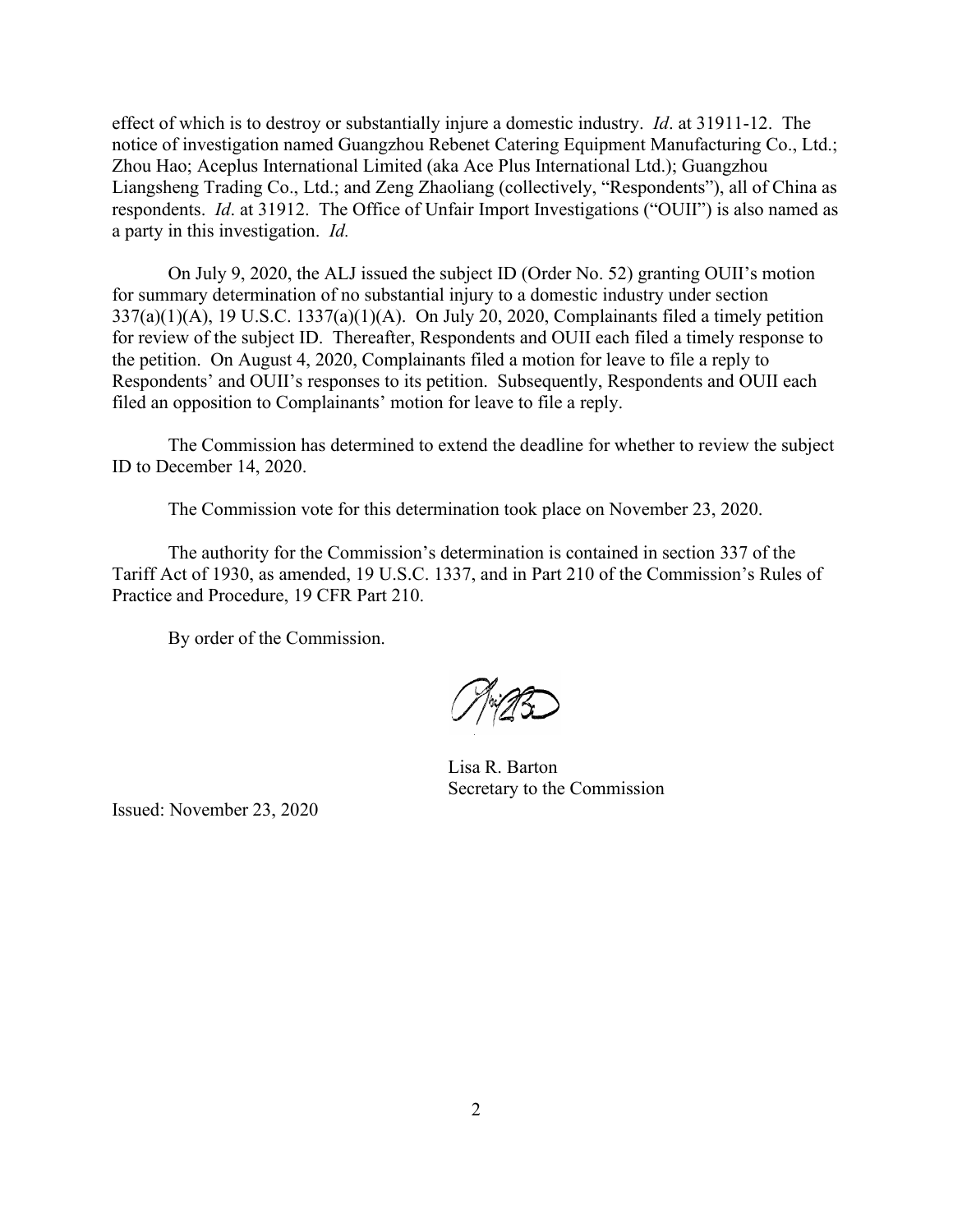effect of which is to destroy or substantially injure a domestic industry. *Id*. at 31911-12. The notice of investigation named Guangzhou Rebenet Catering Equipment Manufacturing Co., Ltd.; Zhou Hao; Aceplus International Limited (aka Ace Plus International Ltd.); Guangzhou Liangsheng Trading Co., Ltd.; and Zeng Zhaoliang (collectively, "Respondents"), all of China as respondents. *Id*. at 31912. The Office of Unfair Import Investigations ("OUII") is also named as a party in this investigation. *Id.*

On July 9, 2020, the ALJ issued the subject ID (Order No. 52) granting OUII's motion for summary determination of no substantial injury to a domestic industry under section 337(a)(1)(A), 19 U.S.C. 1337(a)(1)(A). On July 20, 2020, Complainants filed a timely petition for review of the subject ID. Thereafter, Respondents and OUII each filed a timely response to the petition. On August 4, 2020, Complainants filed a motion for leave to file a reply to Respondents' and OUII's responses to its petition. Subsequently, Respondents and OUII each filed an opposition to Complainants' motion for leave to file a reply.

The Commission has determined to extend the deadline for whether to review the subject ID to December 14, 2020.

The Commission vote for this determination took place on November 23, 2020.

The authority for the Commission's determination is contained in section 337 of the Tariff Act of 1930, as amended, 19 U.S.C. 1337, and in Part 210 of the Commission's Rules of Practice and Procedure, 19 CFR Part 210.

By order of the Commission.

Lisa R. Barton
Secretary to the Commission

Issued: November 23, 2020